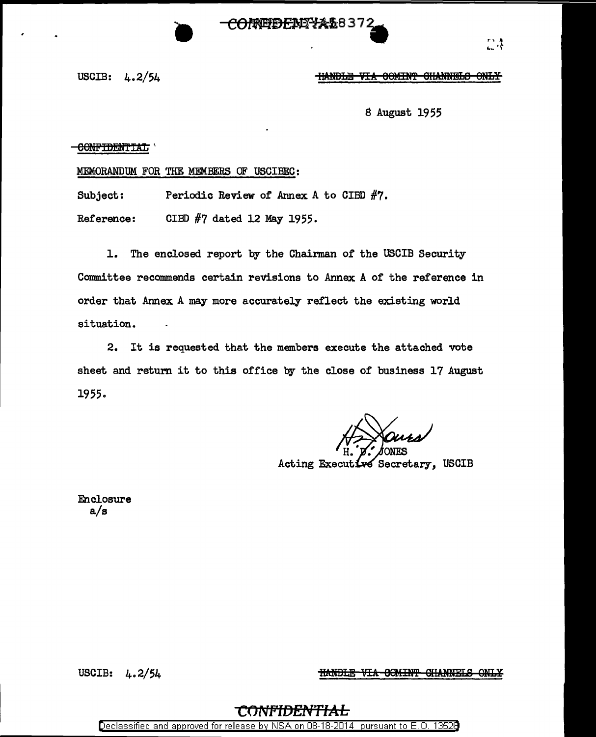USCIB: 4.2/54

~~HANDLE VIA COMINT CHANNELS ONLY~~

8 August 1955

~~CONFIDENTIAL~~

MEMORANDUM FOR THE MEMBERS OF USCIBEC:

Subject: Periodic Review of Annex A to CIBD #7.

Reference: CIBD #7 dated 12 May 1955.

1. The enclosed report by the Chairman of the USCIB Security Committee recommends certain revisions to Annex A of the reference in order that Annex A may more accurately reflect the existing world situation.

2. It is requested that the members execute the attached vote sheet and return it to this office by the close of business 17 August 1955.

H. D. JONES
Acting Executive Secretary, USCIB

Enclosure
a/s

USCIB: 4.2/54

~~HANDLE VIA COMINT CHANNELS ONLY~~

**CONFIDENTIAL**

Declassified and approved for release by NSA on 08-18-2014 pursuant to E.O. 13526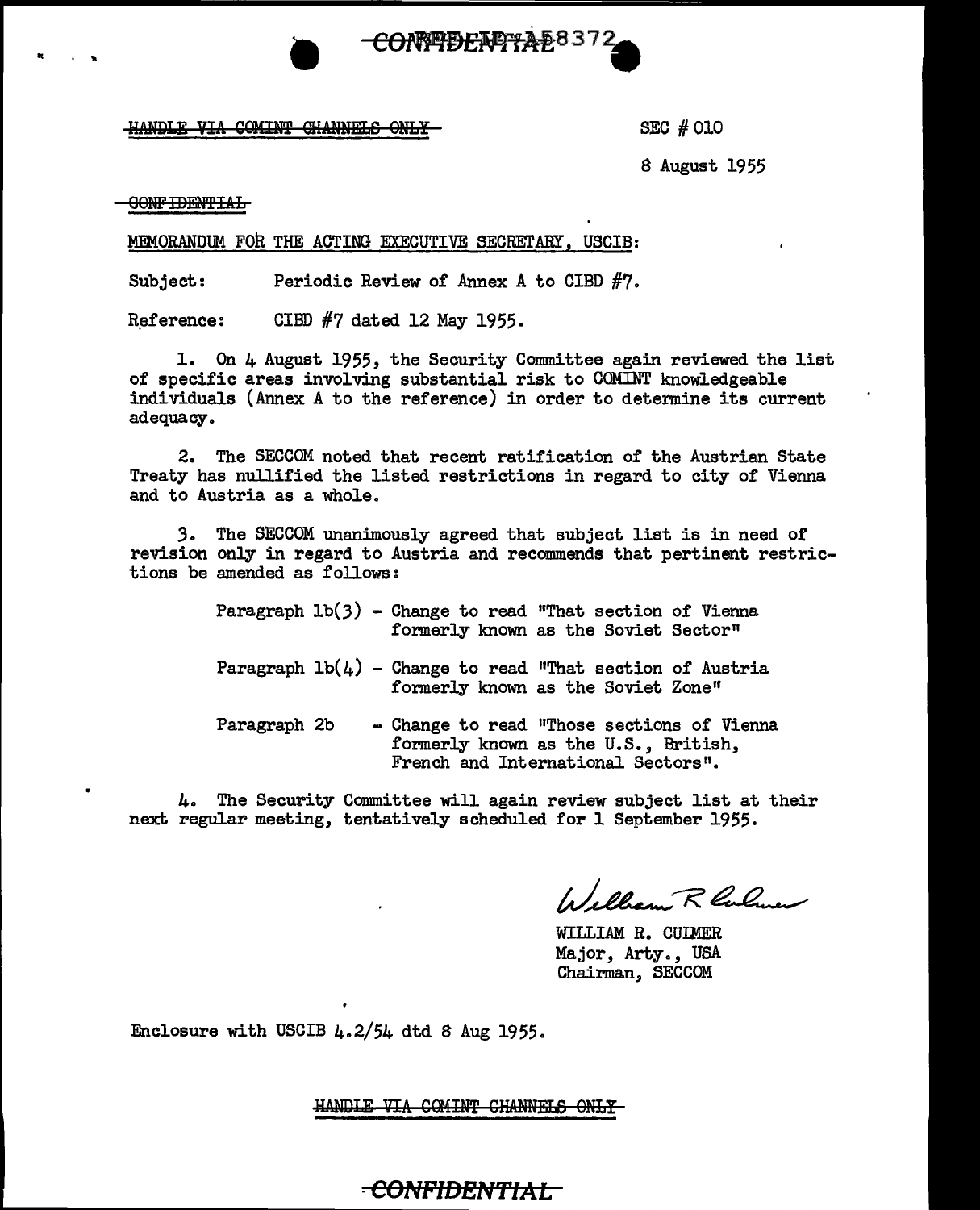~~CONFIDENTIAL~~ REF ID:A58372

~~HANDLE VIA COMINT CHANNELS ONLY~~

SEC # 010

8 August 1955

~~CONFIDENTIAL~~

MEMORANDUM FOR THE ACTING EXECUTIVE SECRETARY, USCIB:

Subject: Periodic Review of Annex A to CIBD #7.

Reference: CIBD #7 dated 12 May 1955.

1. On 4 August 1955, the Security Committee again reviewed the list of specific areas involving substantial risk to COMINT knowledgeable individuals (Annex A to the reference) in order to determine its current adequacy.

2. The SECCOM noted that recent ratification of the Austrian State Treaty has nullified the listed restrictions in regard to city of Vienna and to Austria as a whole.

3. The SECCOM unanimously agreed that subject list is in need of revision only in regard to Austria and recommends that pertinent restrictions be amended as follows:

Paragraph 1b(3) - Change to read "That section of Vienna formerly known as the Soviet Sector"

Paragraph 1b(4) - Change to read "That section of Austria formerly known as the Soviet Zone"

Paragraph 2b - Change to read "Those sections of Vienna formerly known as the U.S., British, French and International Sectors".

4. The Security Committee will again review subject list at their next regular meeting, tentatively scheduled for 1 September 1955.

William R. Culmer

WILLIAM R. CULMER
Major, Arty., USA
Chairman, SECCOM

Enclosure with USCIB 4.2/54 dtd 8 Aug 1955.

~~HANDLE VIA COMINT CHANNELS ONLY~~

~~CONFIDENTIAL~~